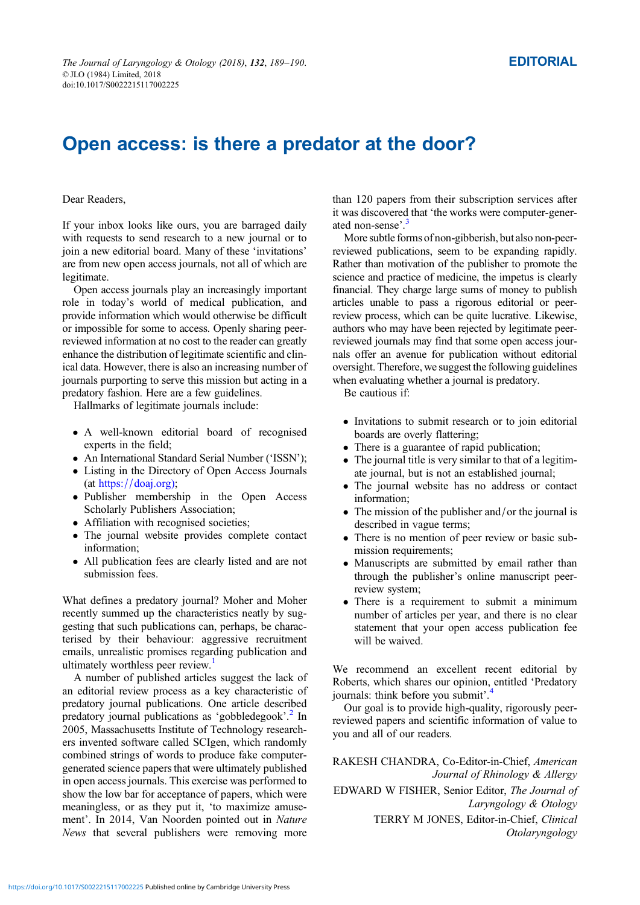EDITORIAL

# Open access: is there a predator at the door?

Dear Readers,

If your inbox looks like ours, you are barraged daily with requests to send research to a new journal or to join a new editorial board. Many of these 'invitations' are from new open access journals, not all of which are legitimate.

Open access journals play an increasingly important role in today's world of medical publication, and provide information which would otherwise be difficult or impossible for some to access. Openly sharing peer-reviewed information at no cost to the reader can greatly enhance the distribution of legitimate scientific and clinical data. However, there is also an increasing number of journals purporting to serve this mission but acting in a predatory fashion. Here are a few guidelines.

Hallmarks of legitimate journals include:

- A well-known editorial board of recognised experts in the field;
- An International Standard Serial Number ('ISSN');
- Listing in the Directory of Open Access Journals (at https://doaj.org);
- Publisher membership in the Open Access Scholarly Publishers Association;
- Affiliation with recognised societies;
- The journal website provides complete contact information;
- All publication fees are clearly listed and are not submission fees.

What defines a predatory journal? Moher and Moher recently summed up the characteristics neatly by suggesting that such publications can, perhaps, be characterised by their behaviour: aggressive recruitment emails, unrealistic promises regarding publication and ultimately worthless peer review.[1]

A number of published articles suggest the lack of an editorial review process as a key characteristic of predatory journal publications. One article described predatory journal publications as 'gobbledegook'.[2] In 2005, Massachusetts Institute of Technology researchers invented software called SCIgen, which randomly combined strings of words to produce fake computer-generated science papers that were ultimately published in open access journals. This exercise was performed to show the low bar for acceptance of papers, which were meaningless, or as they put it, 'to maximize amusement'. In 2014, Van Noorden pointed out in *Nature News* that several publishers were removing more than 120 papers from their subscription services after it was discovered that 'the works were computer-generated non-sense'.[3]

More subtle forms of non-gibberish, but also non-peer-reviewed publications, seem to be expanding rapidly. Rather than motivation of the publisher to promote the science and practice of medicine, the impetus is clearly financial. They charge large sums of money to publish articles unable to pass a rigorous editorial or peer-review process, which can be quite lucrative. Likewise, authors who may have been rejected by legitimate peer-reviewed journals may find that some open access journals offer an avenue for publication without editorial oversight. Therefore, we suggest the following guidelines when evaluating whether a journal is predatory.

Be cautious if:

- Invitations to submit research or to join editorial boards are overly flattering;
- There is a guarantee of rapid publication;
- The journal title is very similar to that of a legitimate journal, but is not an established journal;
- The journal website has no address or contact information;
- The mission of the publisher and/or the journal is described in vague terms;
- There is no mention of peer review or basic submission requirements;
- Manuscripts are submitted by email rather than through the publisher's online manuscript peer-review system;
- There is a requirement to submit a minimum number of articles per year, and there is no clear statement that your open access publication fee will be waived.

We recommend an excellent recent editorial by Roberts, which shares our opinion, entitled 'Predatory journals: think before you submit'.[4]

Our goal is to provide high-quality, rigorously peer-reviewed papers and scientific information of value to you and all of our readers.

RAKESH CHANDRA, Co-Editor-in-Chief, *American Journal of Rhinology & Allergy*

EDWARD W FISHER, Senior Editor, *The Journal of Laryngology & Otology*

TERRY M JONES, Editor-in-Chief, *Clinical Otolaryngology*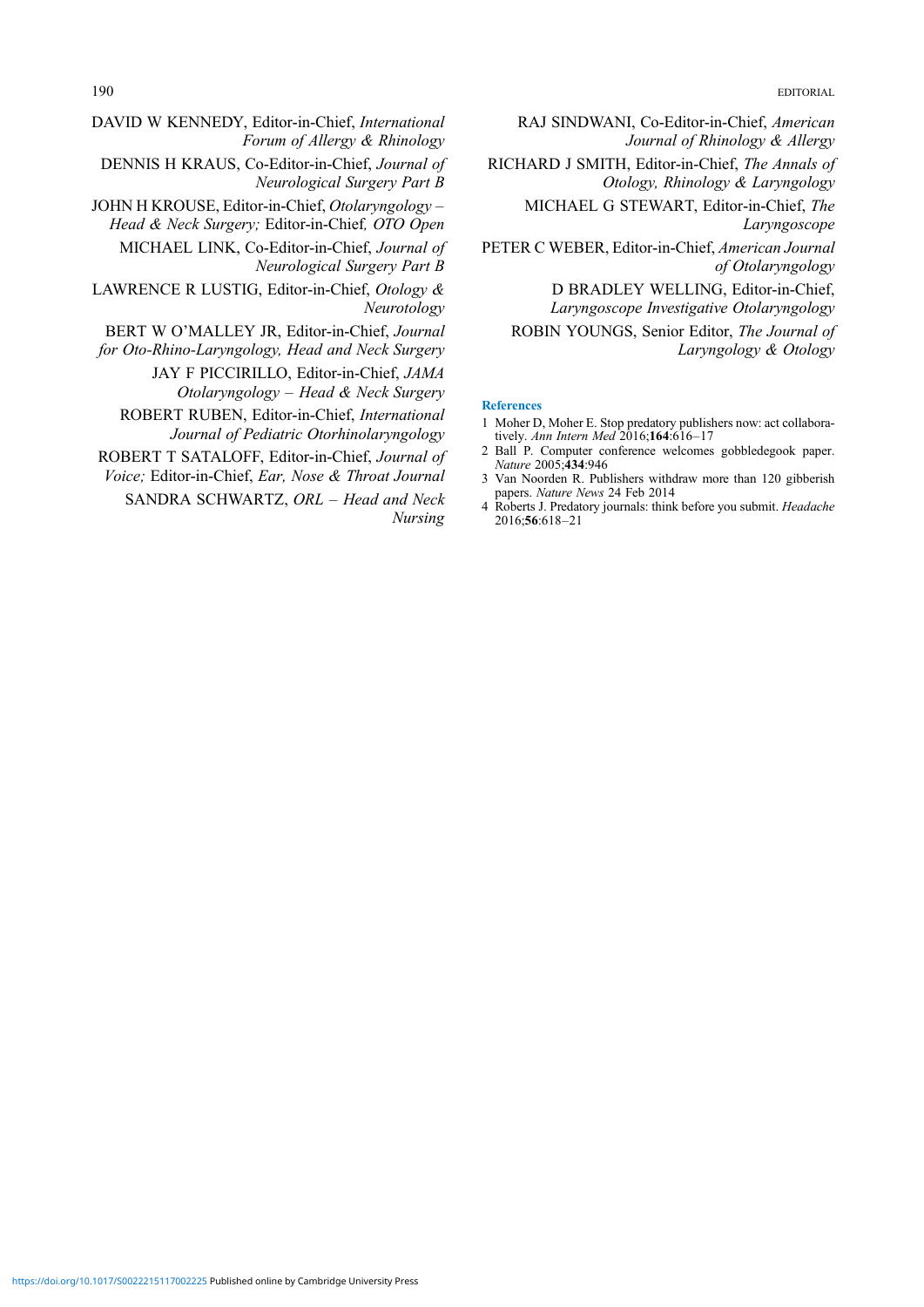DAVID W KENNEDY, Editor-in-Chief, *International Forum of Allergy & Rhinology*

DENNIS H KRAUS, Co-Editor-in-Chief, *Journal of Neurological Surgery Part B*

JOHN H KROUSE, Editor-in-Chief, *Otolaryngology – Head & Neck Surgery;* Editor-in-Chief*, OTO Open*

MICHAEL LINK, Co-Editor-in-Chief, *Journal of Neurological Surgery Part B*

LAWRENCE R LUSTIG, Editor-in-Chief, *Otology & Neurotology*

BERT W O'MALLEY JR, Editor-in-Chief, *Journal for Oto-Rhino-Laryngology, Head and Neck Surgery*

JAY F PICCIRILLO, Editor-in-Chief, *JAMA Otolaryngology – Head & Neck Surgery*

ROBERT RUBEN, Editor-in-Chief, *International Journal of Pediatric Otorhinolaryngology*

ROBERT T SATALOFF, Editor-in-Chief, *Journal of Voice;* Editor-in-Chief, *Ear, Nose & Throat Journal*

SANDRA SCHWARTZ, *ORL – Head and Neck Nursing*

RAJ SINDWANI, Co-Editor-in-Chief, *American Journal of Rhinology & Allergy*

RICHARD J SMITH, Editor-in-Chief, *The Annals of Otology, Rhinology & Laryngology*

MICHAEL G STEWART, Editor-in-Chief, *The Laryngoscope*

PETER C WEBER, Editor-in-Chief, *American Journal of Otolaryngology*

D BRADLEY WELLING, Editor-in-Chief, *Laryngoscope Investigative Otolaryngology*

ROBIN YOUNGS, Senior Editor, *The Journal of Laryngology & Otology*

## References

1. Moher D, Moher E. Stop predatory publishers now: act collaboratively. *Ann Intern Med* 2016;**164**:616–17
2. Ball P. Computer conference welcomes gobbledegook paper. *Nature* 2005;**434**:946
3. Van Noorden R. Publishers withdraw more than 120 gibberish papers. *Nature News* 24 Feb 2014
4. Roberts J. Predatory journals: think before you submit. *Headache* 2016;**56**:618–21